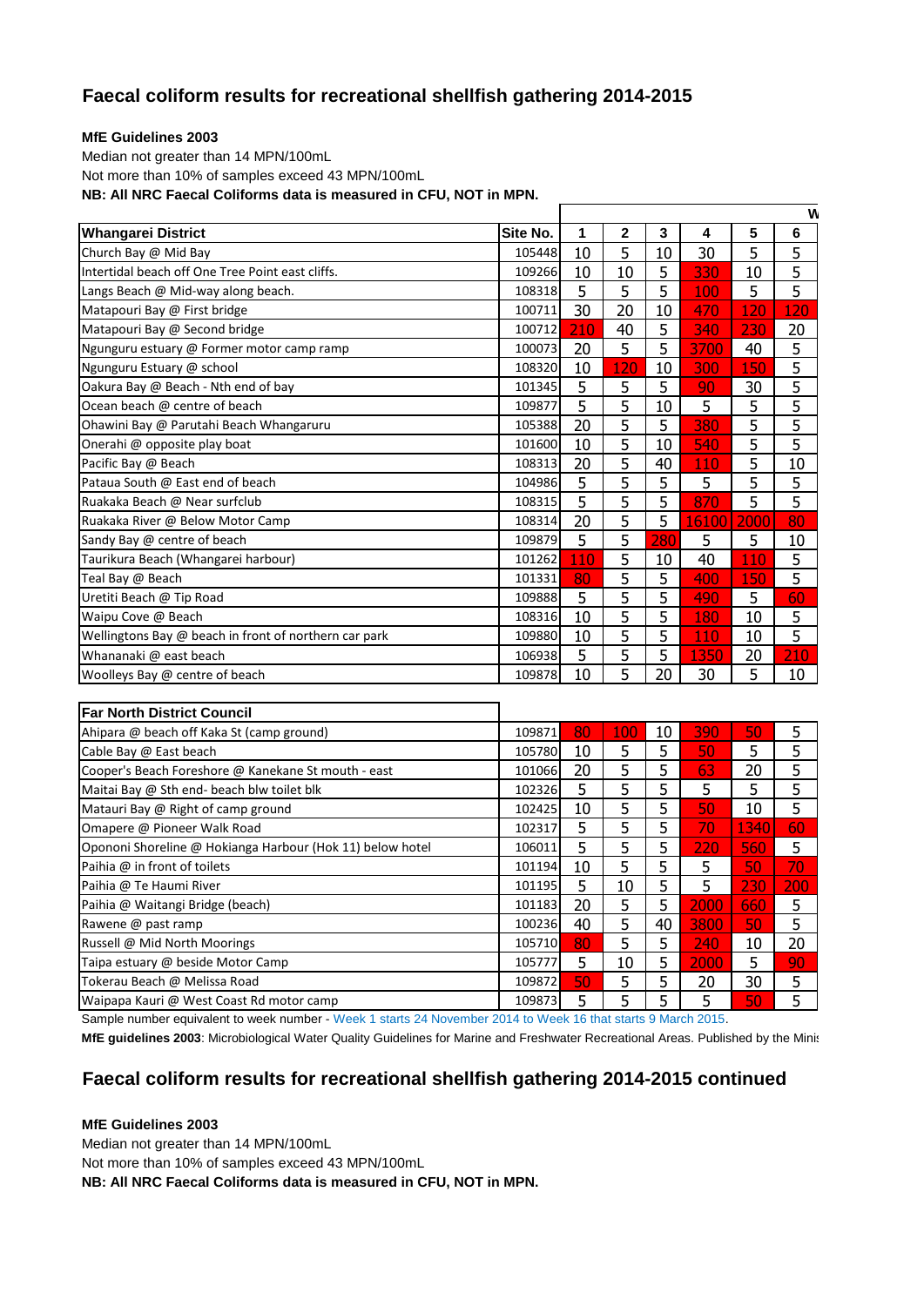## Faecal coliform results for recreational shellfish gathering 2014-2015

**MfE Guidelines 2003**

Median not greater than 14 MPN/100mL

Not more than 10% of samples exceed 43 MPN/100mL

**NB: All NRC Faecal Coliforms data is measured in CFU, NOT in MPN.**

| | | W | | | | | |
|---|---|---|---|---|---|---|---|
| **Whangarei District** | **Site No.** | **1** | **2** | **3** | **4** | **5** | **6** |
| Church Bay @ Mid Bay | 105448 | 10 | 5 | 10 | 30 | 5 | 5 |
| Intertidal beach off One Tree Point east cliffs. | 109266 | 10 | 10 | 5 | 330 | 10 | 5 |
| Langs Beach @ Mid-way along beach. | 108318 | 5 | 5 | 5 | 100 | 5 | 5 |
| Matapouri Bay @ First bridge | 100711 | 30 | 20 | 10 | 470 | 120 | 120 |
| Matapouri Bay @ Second bridge | 100712 | 210 | 40 | 5 | 340 | 230 | 20 |
| Ngunguru estuary @ Former motor camp ramp | 100073 | 20 | 5 | 5 | 3700 | 40 | 5 |
| Ngunguru Estuary @ school | 108320 | 10 | 120 | 10 | 300 | 150 | 5 |
| Oakura Bay @ Beach - Nth end of bay | 101345 | 5 | 5 | 5 | 90 | 30 | 5 |
| Ocean beach @ centre of beach | 109877 | 5 | 5 | 10 | 5 | 5 | 5 |
| Ohawini Bay @ Parutahi Beach Whangaruru | 105388 | 20 | 5 | 5 | 380 | 5 | 5 |
| Onerahi @ opposite play boat | 101600 | 10 | 5 | 10 | 540 | 5 | 5 |
| Pacific Bay @ Beach | 108313 | 20 | 5 | 40 | 110 | 5 | 10 |
| Pataua South @ East end of beach | 104986 | 5 | 5 | 5 | 5 | 5 | 5 |
| Ruakaka Beach @ Near surfclub | 108315 | 5 | 5 | 5 | 870 | 5 | 5 |
| Ruakaka River @ Below Motor Camp | 108314 | 20 | 5 | 5 | 16100 | 2000 | 80 |
| Sandy Bay @ centre of beach | 109879 | 5 | 5 | 280 | 5 | 5 | 10 |
| Taurikura Beach (Whangarei harbour) | 101262 | 110 | 5 | 10 | 40 | 110 | 5 |
| Teal Bay @ Beach | 101331 | 80 | 5 | 5 | 400 | 150 | 5 |
| Uretiti Beach @ Tip Road | 109888 | 5 | 5 | 5 | 490 | 5 | 60 |
| Waipu Cove @ Beach | 108316 | 10 | 5 | 5 | 180 | 10 | 5 |
| Wellingtons Bay @ beach in front of northern car park | 109880 | 10 | 5 | 5 | 110 | 10 | 5 |
| Whananaki @ east beach | 106938 | 5 | 5 | 5 | 1350 | 20 | 210 |
| Woolleys Bay @ centre of beach | 109878 | 10 | 5 | 20 | 30 | 5 | 10 |

| **Far North District Council** | | | | | | | |
|---|---|---|---|---|---|---|---|
| Ahipara @ beach off Kaka St (camp ground) | 109871 | 80 | 100 | 10 | 390 | 50 | 5 |
| Cable Bay @ East beach | 105780 | 10 | 5 | 5 | 50 | 5 | 5 |
| Cooper's Beach Foreshore @ Kanekane St mouth - east | 101066 | 20 | 5 | 5 | 63 | 20 | 5 |
| Maitai Bay @ Sth end- beach blw toilet blk | 102326 | 5 | 5 | 5 | 5 | 5 | 5 |
| Matauri Bay @ Right of camp ground | 102425 | 10 | 5 | 5 | 50 | 10 | 5 |
| Omapere @ Pioneer Walk Road | 102317 | 5 | 5 | 5 | 70 | 1340 | 60 |
| Opononi Shoreline @ Hokianga Harbour (Hok 11) below hotel | 106011 | 5 | 5 | 5 | 220 | 560 | 5 |
| Paihia @ in front of toilets | 101194 | 10 | 5 | 5 | 5 | 50 | 70 |
| Paihia @ Te Haumi River | 101195 | 5 | 10 | 5 | 5 | 230 | 200 |
| Paihia @ Waitangi Bridge (beach) | 101183 | 20 | 5 | 5 | 2000 | 660 | 5 |
| Rawene @ past ramp | 100236 | 40 | 5 | 40 | 3800 | 50 | 5 |
| Russell @ Mid North Moorings | 105710 | 80 | 5 | 5 | 240 | 10 | 20 |
| Taipa estuary @ beside Motor Camp | 105777 | 5 | 10 | 5 | 2000 | 5 | 90 |
| Tokerau Beach @ Melissa Road | 109872 | 50 | 5 | 5 | 20 | 30 | 5 |
| Waipapa Kauri @ West Coast Rd motor camp | 109873 | 5 | 5 | 5 | 5 | 50 | 5 |

Sample number equivalent to week number - Week 1 starts 24 November 2014 to Week 16 that starts 9 March 2015.

**MfE guidelines 2003**: Microbiological Water Quality Guidelines for Marine and Freshwater Recreational Areas. Published by the Minis

## Faecal coliform results for recreational shellfish gathering 2014-2015 continued

**MfE Guidelines 2003**

Median not greater than 14 MPN/100mL

Not more than 10% of samples exceed 43 MPN/100mL

**NB: All NRC Faecal Coliforms data is measured in CFU, NOT in MPN.**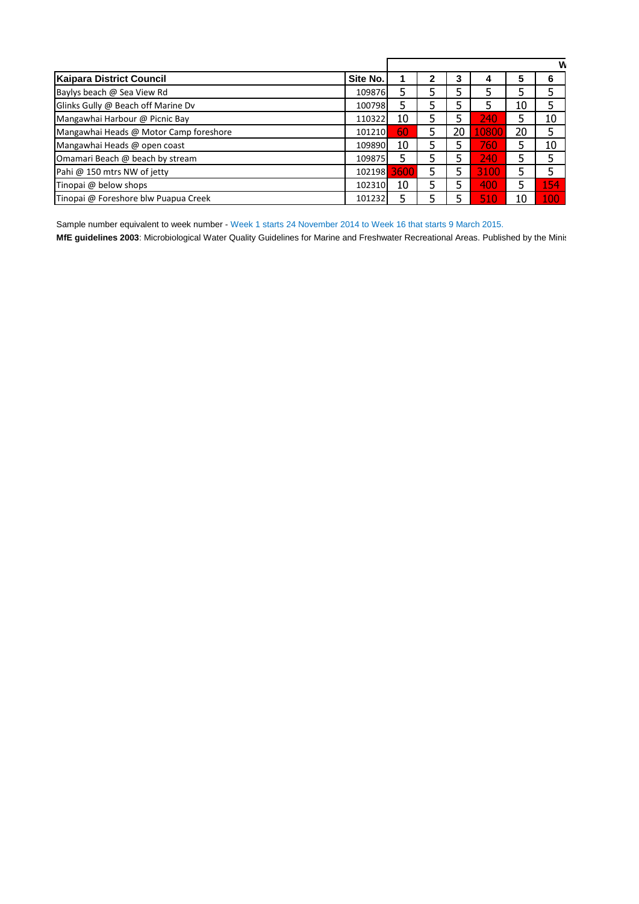|  |  | W |  |  |  |  |  |
|---|---|---|---|---|---|---|---|
| **Kaipara District Council** | **Site No.** | **1** | **2** | **3** | **4** | **5** | **6** |
| Baylys beach @ Sea View Rd | 109876 | 5 | 5 | 5 | 5 | 5 | 5 |
| Glinks Gully @ Beach off Marine Dv | 100798 | 5 | 5 | 5 | 5 | 10 | 5 |
| Mangawhai Harbour @ Picnic Bay | 110322 | 10 | 5 | 5 | 240 | 5 | 10 |
| Mangawhai Heads @ Motor Camp foreshore | 101210 | 60 | 5 | 20 | 10800 | 20 | 5 |
| Mangawhai Heads @ open coast | 109890 | 10 | 5 | 5 | 760 | 5 | 10 |
| Omamari Beach @ beach by stream | 109875 | 5 | 5 | 5 | 240 | 5 | 5 |
| Pahi @ 150 mtrs NW of jetty | 102198 | 3600 | 5 | 5 | 3100 | 5 | 5 |
| Tinopai @ below shops | 102310 | 10 | 5 | 5 | 400 | 5 | 154 |
| Tinopai @ Foreshore blw Puapua Creek | 101232 | 5 | 5 | 5 | 510 | 10 | 100 |

Sample number equivalent to week number - Week 1 starts 24 November 2014 to Week 16 that starts 9 March 2015.

**MfE guidelines 2003**: Microbiological Water Quality Guidelines for Marine and Freshwater Recreational Areas. Published by the Minis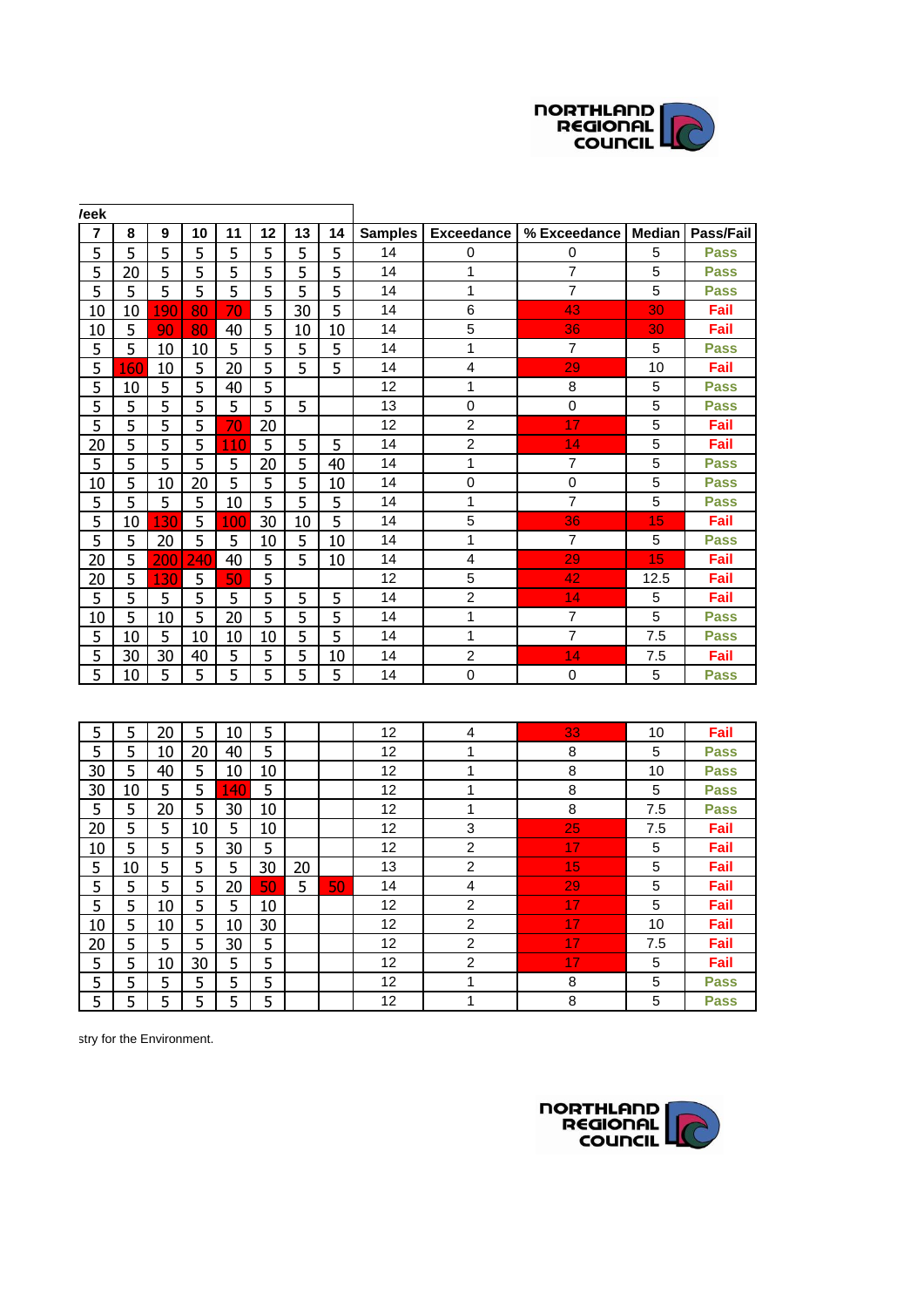| 7 | 8 | 9 | 10 | 11 | 12 | 13 | 14 | Samples | Exceedance | % Exceedance | Median | Pass/Fail |
|---|---|---|---|---|---|---|---|---|---|---|---|---|
| 5 | 5 | 5 | 5 | 5 | 5 | 5 | 5 | 14 | 0 | 0 | 5 | Pass |
| 5 | 20 | 5 | 5 | 5 | 5 | 5 | 5 | 14 | 1 | 7 | 5 | Pass |
| 5 | 5 | 5 | 5 | 5 | 5 | 5 | 5 | 14 | 1 | 7 | 5 | Pass |
| 10 | 10 | 190 | 80 | 70 | 5 | 30 | 5 | 14 | 6 | 43 | 30 | Fail |
| 10 | 5 | 90 | 80 | 40 | 5 | 10 | 10 | 14 | 5 | 36 | 30 | Fail |
| 5 | 5 | 10 | 10 | 5 | 5 | 5 | 5 | 14 | 1 | 7 | 5 | Pass |
| 5 | 160 | 10 | 5 | 20 | 5 | 5 | 5 | 14 | 4 | 29 | 10 | Fail |
| 5 | 10 | 5 | 5 | 40 | 5 | | | 12 | 1 | 8 | 5 | Pass |
| 5 | 5 | 5 | 5 | 5 | 5 | 5 | | 13 | 0 | 0 | 5 | Pass |
| 5 | 5 | 5 | 5 | 70 | 20 | | | 12 | 2 | 17 | 5 | Fail |
| 20 | 5 | 5 | 5 | 110 | 5 | 5 | 5 | 14 | 2 | 14 | 5 | Fail |
| 5 | 5 | 5 | 5 | 5 | 20 | 5 | 40 | 14 | 1 | 7 | 5 | Pass |
| 10 | 5 | 10 | 20 | 5 | 5 | 5 | 10 | 14 | 0 | 0 | 5 | Pass |
| 5 | 5 | 5 | 5 | 10 | 5 | 5 | 5 | 14 | 1 | 7 | 5 | Pass |
| 5 | 10 | 130 | 5 | 100 | 30 | 10 | 5 | 14 | 5 | 36 | 15 | Fail |
| 5 | 5 | 20 | 5 | 5 | 10 | 5 | 10 | 14 | 1 | 7 | 5 | Pass |
| 20 | 5 | 200 | 240 | 40 | 5 | 5 | 10 | 14 | 4 | 29 | 15 | Fail |
| 20 | 5 | 130 | 5 | 50 | 5 | | | 12 | 5 | 42 | 12.5 | Fail |
| 5 | 5 | 5 | 5 | 5 | 5 | 5 | 5 | 14 | 2 | 14 | 5 | Fail |
| 10 | 5 | 10 | 5 | 20 | 5 | 5 | 5 | 14 | 1 | 7 | 5 | Pass |
| 5 | 10 | 5 | 10 | 10 | 10 | 5 | 5 | 14 | 1 | 7 | 7.5 | Pass |
| 5 | 30 | 30 | 40 | 5 | 5 | 5 | 10 | 14 | 2 | 14 | 7.5 | Fail |
| 5 | 10 | 5 | 5 | 5 | 5 | 5 | 5 | 14 | 0 | 0 | 5 | Pass |

| | | | | | | | | | | | | |
|---|---|---|---|---|---|---|---|---|---|---|---|---|
| 5 | 5 | 20 | 5 | 10 | 5 | | | 12 | 4 | 33 | 10 | Fail |
| 5 | 5 | 10 | 20 | 40 | 5 | | | 12 | 1 | 8 | 5 | Pass |
| 30 | 5 | 40 | 5 | 10 | 10 | | | 12 | 1 | 8 | 10 | Pass |
| 30 | 10 | 5 | 5 | 140 | 5 | | | 12 | 1 | 8 | 5 | Pass |
| 5 | 5 | 20 | 5 | 30 | 10 | | | 12 | 1 | 8 | 7.5 | Pass |
| 20 | 5 | 5 | 10 | 5 | 10 | | | 12 | 3 | 25 | 7.5 | Fail |
| 10 | 5 | 5 | 5 | 30 | 5 | | | 12 | 2 | 17 | 5 | Fail |
| 5 | 10 | 5 | 5 | 5 | 30 | 20 | | 13 | 2 | 15 | 5 | Fail |
| 5 | 5 | 5 | 5 | 20 | 50 | 5 | 50 | 14 | 4 | 29 | 5 | Fail |
| 5 | 5 | 10 | 5 | 5 | 10 | | | 12 | 2 | 17 | 5 | Fail |
| 10 | 5 | 10 | 5 | 10 | 30 | | | 12 | 2 | 17 | 10 | Fail |
| 20 | 5 | 5 | 5 | 30 | 5 | | | 12 | 2 | 17 | 7.5 | Fail |
| 5 | 5 | 10 | 30 | 5 | 5 | | | 12 | 2 | 17 | 5 | Fail |
| 5 | 5 | 5 | 5 | 5 | 5 | | | 12 | 1 | 8 | 5 | Pass |
| 5 | 5 | 5 | 5 | 5 | 5 | | | 12 | 1 | 8 | 5 | Pass |

stry for the Environment.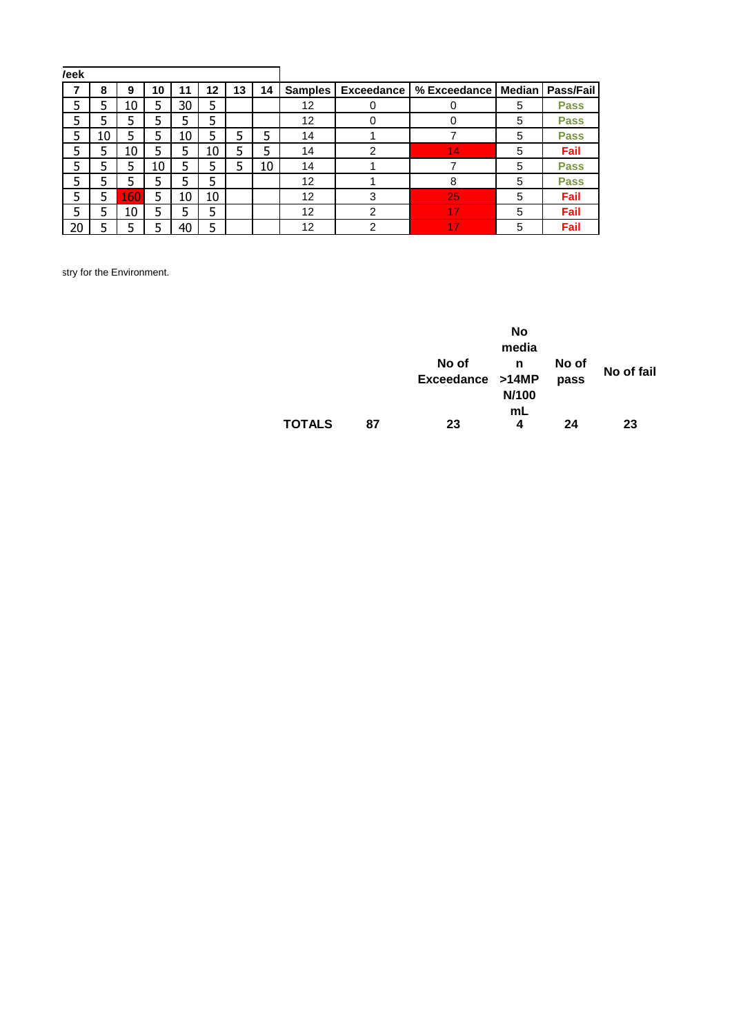| /eek | | | | | | | | | | | | |
|---|---|---|---|---|---|---|---|---|---|---|---|---|
| 7 | 8 | 9 | 10 | 11 | 12 | 13 | 14 | Samples | Exceedance | % Exceedance | Median | Pass/Fail |
| 5 | 5 | 10 | 5 | 30 | 5 | | | 12 | 0 | 0 | 5 | Pass |
| 5 | 5 | 5 | 5 | 5 | 5 | | | 12 | 0 | 0 | 5 | Pass |
| 5 | 10 | 5 | 5 | 10 | 5 | 5 | 5 | 14 | 1 | 7 | 5 | Pass |
| 5 | 5 | 10 | 5 | 5 | 10 | 5 | 5 | 14 | 2 | 14 | 5 | Fail |
| 5 | 5 | 5 | 10 | 5 | 5 | 5 | 10 | 14 | 1 | 7 | 5 | Pass |
| 5 | 5 | 5 | 5 | 5 | 5 | | | 12 | 1 | 8 | 5 | Pass |
| 5 | 5 | 160 | 5 | 10 | 10 | | | 12 | 3 | 25 | 5 | Fail |
| 5 | 5 | 10 | 5 | 5 | 5 | | | 12 | 2 | 17 | 5 | Fail |
| 20 | 5 | 5 | 5 | 40 | 5 | | | 12 | 2 | 17 | 5 | Fail |

stry for the Environment.

| | | No of Exceedance | No median >14MPN/100 mL | No of pass | No of fail |
|---|---|---|---|---|---|
| **TOTALS** | **87** | **23** | **4** | **24** | **23** |